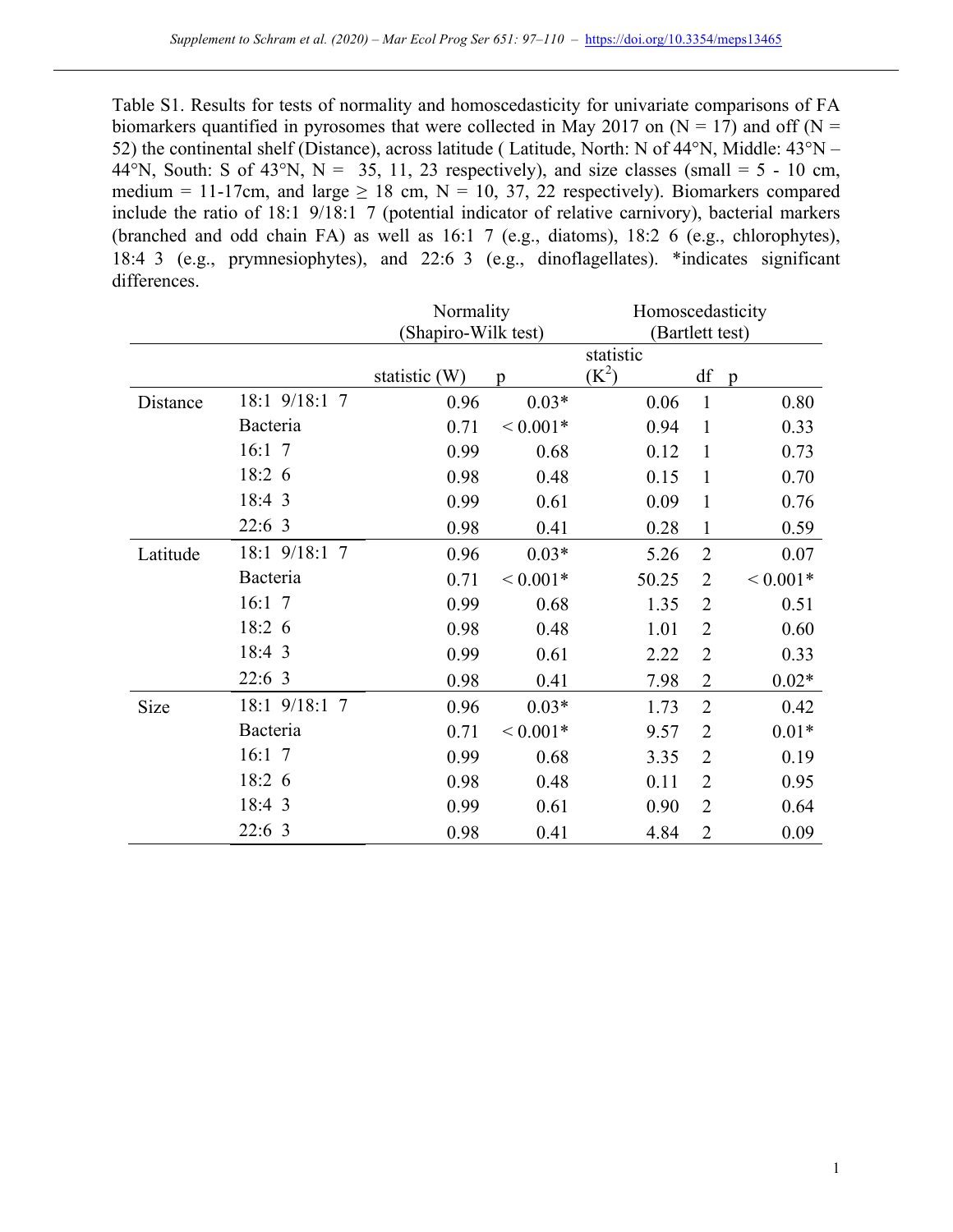Table S1. Results for tests of normality and homoscedasticity for univariate comparisons of FA biomarkers quantified in pyrosomes that were collected in May 2017 on (N = 17) and off (N = 52) the continental shelf (Distance), across latitude ( Latitude, North: N of 44°N, Middle: 43°N – 44°N, South: S of 43°N, N = 35, 11, 23 respectively), and size classes (small = 5 - 10 cm, medium = 11-17cm, and large ≥ 18 cm, N = 10, 37, 22 respectively). Biomarkers compared include the ratio of 18:1 9/18:1 7 (potential indicator of relative carnivory), bacterial markers (branched and odd chain FA) as well as 16:1 7 (e.g., diatoms), 18:2 6 (e.g., chlorophytes), 18:4 3 (e.g., prymnesiophytes), and 22:6 3 (e.g., dinoflagellates). *indicates significant differences.

| | | Normality (Shapiro-Wilk test) | | Homoscedasticity (Bartlett test) | | |
|---|---|---|---|---|---|---|
| | | statistic (W) | p | statistic ($K^2$) | df | p |
| Distance | 18:1 9/18:1 7 | 0.96 | 0.03* | 0.06 | 1 | 0.80 |
| | Bacteria | 0.71 | < 0.001* | 0.94 | 1 | 0.33 |
| | 16:1 7 | 0.99 | 0.68 | 0.12 | 1 | 0.73 |
| | 18:2 6 | 0.98 | 0.48 | 0.15 | 1 | 0.70 |
| | 18:4 3 | 0.99 | 0.61 | 0.09 | 1 | 0.76 |
| | 22:6 3 | 0.98 | 0.41 | 0.28 | 1 | 0.59 |
| Latitude | 18:1 9/18:1 7 | 0.96 | 0.03* | 5.26 | 2 | 0.07 |
| | Bacteria | 0.71 | < 0.001* | 50.25 | 2 | < 0.001* |
| | 16:1 7 | 0.99 | 0.68 | 1.35 | 2 | 0.51 |
| | 18:2 6 | 0.98 | 0.48 | 1.01 | 2 | 0.60 |
| | 18:4 3 | 0.99 | 0.61 | 2.22 | 2 | 0.33 |
| | 22:6 3 | 0.98 | 0.41 | 7.98 | 2 | 0.02* |
| Size | 18:1 9/18:1 7 | 0.96 | 0.03* | 1.73 | 2 | 0.42 |
| | Bacteria | 0.71 | < 0.001* | 9.57 | 2 | 0.01* |
| | 16:1 7 | 0.99 | 0.68 | 3.35 | 2 | 0.19 |
| | 18:2 6 | 0.98 | 0.48 | 0.11 | 2 | 0.95 |
| | 18:4 3 | 0.99 | 0.61 | 0.90 | 2 | 0.64 |
| | 22:6 3 | 0.98 | 0.41 | 4.84 | 2 | 0.09 |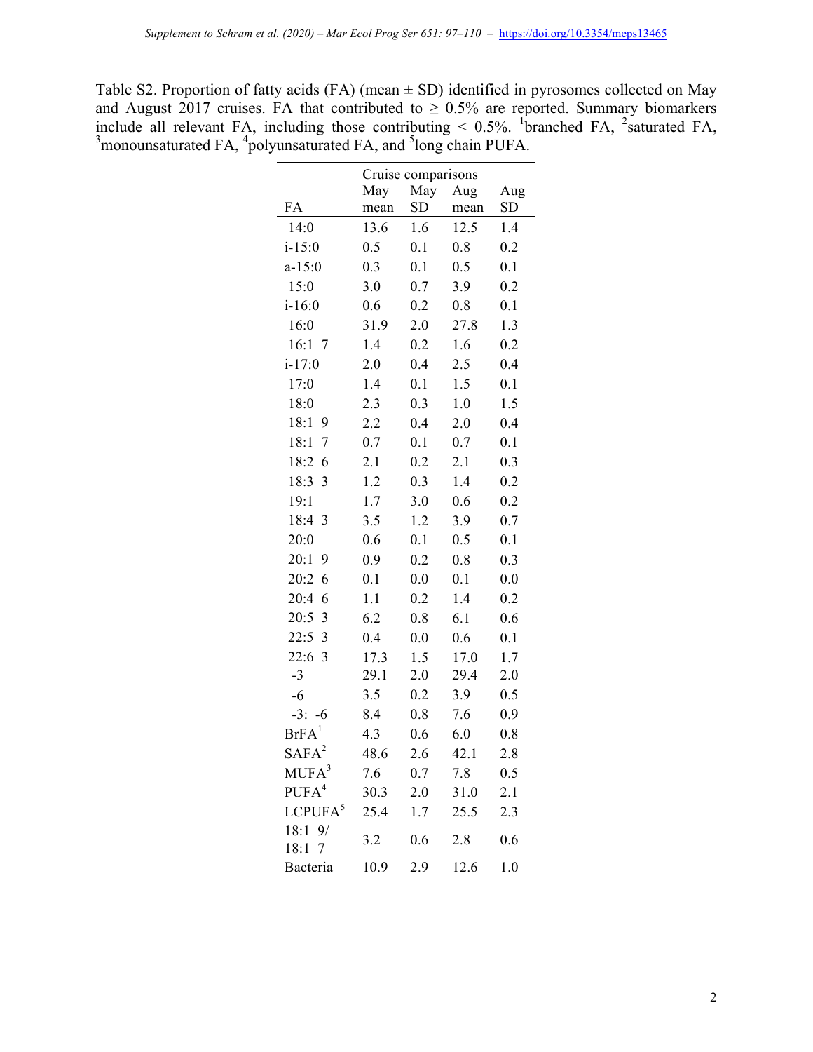Table S2. Proportion of fatty acids (FA) (mean ± SD) identified in pyrosomes collected on May and August 2017 cruises. FA that contributed to ≥ 0.5% are reported. Summary biomarkers include all relevant FA, including those contributing < 0.5%. [1]branched FA, [2]saturated FA, [3]monounsaturated FA, [4]polyunsaturated FA, and [5]long chain PUFA.

| | Cruise comparisons | | | |
|---|---|---|---|---|
| FA | May mean | May SD | Aug mean | Aug SD |
| 14:0 | 13.6 | 1.6 | 12.5 | 1.4 |
| i-15:0 | 0.5 | 0.1 | 0.8 | 0.2 |
| a-15:0 | 0.3 | 0.1 | 0.5 | 0.1 |
| 15:0 | 3.0 | 0.7 | 3.9 | 0.2 |
| i-16:0 | 0.6 | 0.2 | 0.8 | 0.1 |
| 16:0 | 31.9 | 2.0 | 27.8 | 1.3 |
| 16:1 7 | 1.4 | 0.2 | 1.6 | 0.2 |
| i-17:0 | 2.0 | 0.4 | 2.5 | 0.4 |
| 17:0 | 1.4 | 0.1 | 1.5 | 0.1 |
| 18:0 | 2.3 | 0.3 | 1.0 | 1.5 |
| 18:1 9 | 2.2 | 0.4 | 2.0 | 0.4 |
| 18:1 7 | 0.7 | 0.1 | 0.7 | 0.1 |
| 18:2 6 | 2.1 | 0.2 | 2.1 | 0.3 |
| 18:3 3 | 1.2 | 0.3 | 1.4 | 0.2 |
| 19:1 | 1.7 | 3.0 | 0.6 | 0.2 |
| 18:4 3 | 3.5 | 1.2 | 3.9 | 0.7 |
| 20:0 | 0.6 | 0.1 | 0.5 | 0.1 |
| 20:1 9 | 0.9 | 0.2 | 0.8 | 0.3 |
| 20:2 6 | 0.1 | 0.0 | 0.1 | 0.0 |
| 20:4 6 | 1.1 | 0.2 | 1.4 | 0.2 |
| 20:5 3 | 6.2 | 0.8 | 6.1 | 0.6 |
| 22:5 3 | 0.4 | 0.0 | 0.6 | 0.1 |
| 22:6 3 | 17.3 | 1.5 | 17.0 | 1.7 |
| -3 | 29.1 | 2.0 | 29.4 | 2.0 |
| -6 | 3.5 | 0.2 | 3.9 | 0.5 |
| -3: -6 | 8.4 | 0.8 | 7.6 | 0.9 |
| BrFA[1] | 4.3 | 0.6 | 6.0 | 0.8 |
| SAFA[2] | 48.6 | 2.6 | 42.1 | 2.8 |
| MUFA[3] | 7.6 | 0.7 | 7.8 | 0.5 |
| PUFA[4] | 30.3 | 2.0 | 31.0 | 2.1 |
| LCPUFA[5] | 25.4 | 1.7 | 25.5 | 2.3 |
| 18:1 9/ 18:1 7 | 3.2 | 0.6 | 2.8 | 0.6 |
| Bacteria | 10.9 | 2.9 | 12.6 | 1.0 |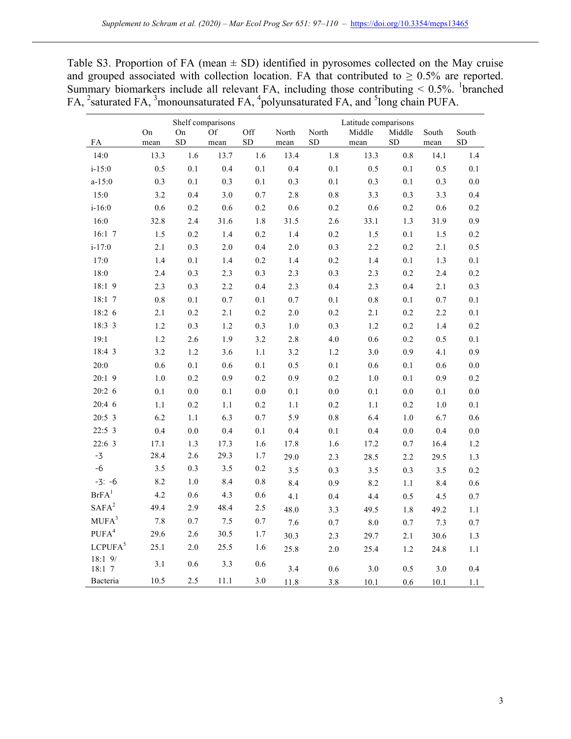Table S3. Proportion of FA (mean ± SD) identified in pyrosomes collected on the May cruise and grouped associated with collection location. FA that contributed to ≥ 0.5% are reported. Summary biomarkers include all relevant FA, including those contributing < 0.5%. [1]branched FA, [2]saturated FA, [3]monounsaturated FA, [4]polyunsaturated FA, and [5]long chain PUFA.

| | Shelf comparisons | | | | Latitude comparisons | | | | | |
|---|---|---|---|---|---|---|---|---|---|---|
| FA | On mean | On SD | Of mean | Off SD | North mean | North SD | Middle mean | Middle SD | South mean | South SD |
| 14:0 | 13.3 | 1.6 | 13.7 | 1.6 | 13.4 | 1.8 | 13.3 | 0.8 | 14.1 | 1.4 |
| i-15:0 | 0.5 | 0.1 | 0.4 | 0.1 | 0.4 | 0.1 | 0.5 | 0.1 | 0.5 | 0.1 |
| a-15:0 | 0.3 | 0.1 | 0.3 | 0.1 | 0.3 | 0.1 | 0.3 | 0.1 | 0.3 | 0.0 |
| 15:0 | 3.2 | 0.4 | 3.0 | 0.7 | 2.8 | 0.8 | 3.3 | 0.3 | 3.3 | 0.4 |
| i-16:0 | 0.6 | 0.2 | 0.6 | 0.2 | 0.6 | 0.2 | 0.6 | 0.2 | 0.6 | 0.2 |
| 16:0 | 32.8 | 2.4 | 31.6 | 1.8 | 31.5 | 2.6 | 33.1 | 1.3 | 31.9 | 0.9 |
| 16:1 7 | 1.5 | 0.2 | 1.4 | 0.2 | 1.4 | 0.2 | 1.5 | 0.1 | 1.5 | 0.2 |
| i-17:0 | 2.1 | 0.3 | 2.0 | 0.4 | 2.0 | 0.3 | 2.2 | 0.2 | 2.1 | 0.5 |
| 17:0 | 1.4 | 0.1 | 1.4 | 0.2 | 1.4 | 0.2 | 1.4 | 0.1 | 1.3 | 0.1 |
| 18:0 | 2.4 | 0.3 | 2.3 | 0.3 | 2.3 | 0.3 | 2.3 | 0.2 | 2.4 | 0.2 |
| 18:1 9 | 2.3 | 0.3 | 2.2 | 0.4 | 2.3 | 0.4 | 2.3 | 0.4 | 2.1 | 0.3 |
| 18:1 7 | 0.8 | 0.1 | 0.7 | 0.1 | 0.7 | 0.1 | 0.8 | 0.1 | 0.7 | 0.1 |
| 18:2 6 | 2.1 | 0.2 | 2.1 | 0.2 | 2.0 | 0.2 | 2.1 | 0.2 | 2.2 | 0.1 |
| 18:3 3 | 1.2 | 0.3 | 1.2 | 0.3 | 1.0 | 0.3 | 1.2 | 0.2 | 1.4 | 0.2 |
| 19:1 | 1.2 | 2.6 | 1.9 | 3.2 | 2.8 | 4.0 | 0.6 | 0.2 | 0.5 | 0.1 |
| 18:4 3 | 3.2 | 1.2 | 3.6 | 1.1 | 3.2 | 1.2 | 3.0 | 0.9 | 4.1 | 0.9 |
| 20:0 | 0.6 | 0.1 | 0.6 | 0.1 | 0.5 | 0.1 | 0.6 | 0.1 | 0.6 | 0.0 |
| 20:1 9 | 1.0 | 0.2 | 0.9 | 0.2 | 0.9 | 0.2 | 1.0 | 0.1 | 0.9 | 0.2 |
| 20:2 6 | 0.1 | 0.0 | 0.1 | 0.0 | 0.1 | 0.0 | 0.1 | 0.0 | 0.1 | 0.0 |
| 20:4 6 | 1.1 | 0.2 | 1.1 | 0.2 | 1.1 | 0.2 | 1.1 | 0.2 | 1.0 | 0.1 |
| 20:5 3 | 6.2 | 1.1 | 6.3 | 0.7 | 5.9 | 0.8 | 6.4 | 1.0 | 6.7 | 0.6 |
| 22:5 3 | 0.4 | 0.0 | 0.4 | 0.1 | 0.4 | 0.1 | 0.4 | 0.0 | 0.4 | 0.0 |
| 22:6 3 | 17.1 | 1.3 | 17.3 | 1.6 | 17.8 | 1.6 | 17.2 | 0.7 | 16.4 | 1.2 |
| -3 | 28.4 | 2.6 | 29.3 | 1.7 | 29.0 | 2.3 | 28.5 | 2.2 | 29.5 | 1.3 |
| -6 | 3.5 | 0.3 | 3.5 | 0.2 | 3.5 | 0.3 | 3.5 | 0.3 | 3.5 | 0.2 |
| -3: -6 | 8.2 | 1.0 | 8.4 | 0.8 | 8.4 | 0.9 | 8.2 | 1.1 | 8.4 | 0.6 |
| BrFA[1] | 4.2 | 0.6 | 4.3 | 0.6 | 4.1 | 0.4 | 4.4 | 0.5 | 4.5 | 0.7 |
| SAFA[2] | 49.4 | 2.9 | 48.4 | 2.5 | 48.0 | 3.3 | 49.5 | 1.8 | 49.2 | 1.1 |
| MUFA[3] | 7.8 | 0.7 | 7.5 | 0.7 | 7.6 | 0.7 | 8.0 | 0.7 | 7.3 | 0.7 |
| PUFA[4] | 29.6 | 2.6 | 30.5 | 1.7 | 30.3 | 2.3 | 29.7 | 2.1 | 30.6 | 1.3 |
| LCPUFA[5] | 25.1 | 2.0 | 25.5 | 1.6 | 25.8 | 2.0 | 25.4 | 1.2 | 24.8 | 1.1 |
| 18:1 9/ 18:1 7 | 3.1 | 0.6 | 3.3 | 0.6 | 3.4 | 0.6 | 3.0 | 0.5 | 3.0 | 0.4 |
| Bacteria | 10.5 | 2.5 | 11.1 | 3.0 | 11.8 | 3.8 | 10.1 | 0.6 | 10.1 | 1.1 |